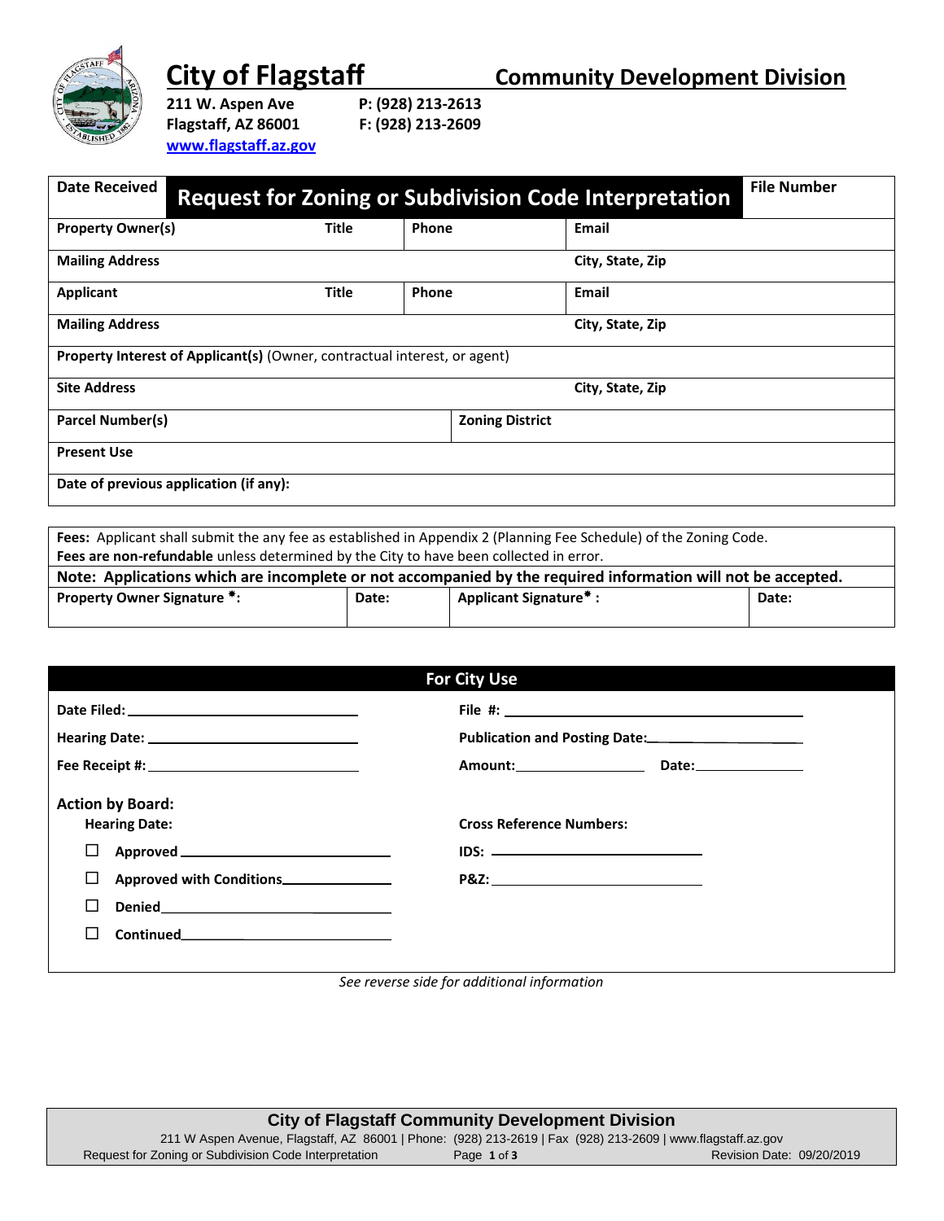# City of Flagstaff

## Community Development Division

**211 W. Aspen Ave**
**Flagstaff, AZ 86001**
**www.flagstaff.az.gov**

**P: (928) 213-2613**
**F: (928) 213-2609**

| **Date Received** | **Request for Zoning or Subdivision Code Interpretation** | | **File Number** |
|---|---|---|---|
| **Property Owner(s)** **Title** | **Phone** | **Email** | |
| **Mailing Address** | | **City, State, Zip** | |
| **Applicant** **Title** | **Phone** | **Email** | |
| **Mailing Address** | | **City, State, Zip** | |
| **Property Interest of Applicant(s)** (Owner, contractual interest, or agent) | | | |
| **Site Address** | | **City, State, Zip** | |
| **Parcel Number(s)** | **Zoning District** | | |
| **Present Use** | | | |
| **Date of previous application (if any):** | | | |

**Fees:** Applicant shall submit the any fee as established in Appendix 2 (Planning Fee Schedule) of the Zoning Code. **Fees are non-refundable** unless determined by the City to have been collected in error.

**Note: Applications which are incomplete or not accompanied by the required information will not be accepted.**

| **Property Owner Signature \*:** | **Date:** | **Applicant Signature\* :** | **Date:** |
|---|---|---|---|
| | | | |

## For City Use

**Date Filed:** ______________________ **File #:** ______________________

**Hearing Date:** ______________________ **Publication and Posting Date:** ______________________

**Fee Receipt #:** ______________________ **Amount:** ____________ **Date:** ____________

**Action by Board:**

**Hearing Date:**

- ☐ **Approved** ______________________
- ☐ **Approved with Conditions** ______________________
- ☐ **Denied** ______________________
- ☐ **Continued** ______________________

**Cross Reference Numbers:**

**IDS:** ______________________

**P&Z:** ______________________

*See reverse side for additional information*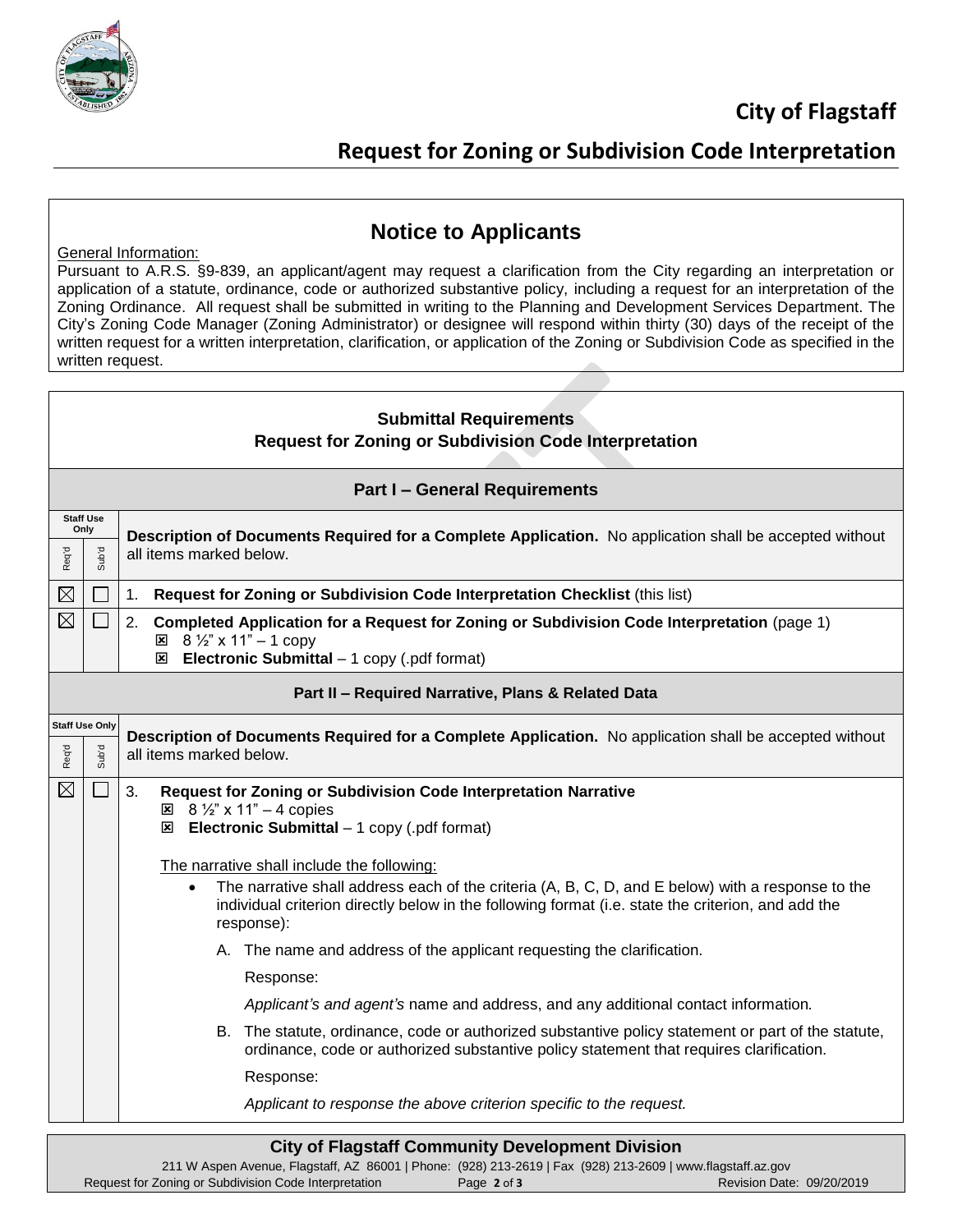# City of Flagstaff

## Request for Zoning or Subdivision Code Interpretation

### Notice to Applicants

General Information:

Pursuant to A.R.S. §9-839, an applicant/agent may request a clarification from the City regarding an interpretation or application of a statute, ordinance, code or authorized substantive policy, including a request for an interpretation of the Zoning Ordinance. All request shall be submitted in writing to the Planning and Development Services Department. The City's Zoning Code Manager (Zoning Administrator) or designee will respond within thirty (30) days of the receipt of the written request for a written interpretation, clarification, or application of the Zoning or Subdivision Code as specified in the written request.

### Submittal Requirements
### Request for Zoning or Subdivision Code Interpretation

#### Part I – General Requirements

| Staff Use Only | | |
|---|---|---|
| Req'd | Sub'd | **Description of Documents Required for a Complete Application.** No application shall be accepted without all items marked below. |
| ☒ | ☐ | 1. **Request for Zoning or Subdivision Code Interpretation Checklist** (this list) |
| ☒ | ☐ | 2. **Completed Application for a Request for Zoning or Subdivision Code Interpretation** (page 1)<br>☒ 8 ½" x 11" – 1 copy<br>☒ **Electronic Submittal** – 1 copy (.pdf format) |

#### Part II – Required Narrative, Plans & Related Data

| Staff Use Only | | |
|---|---|---|
| Req'd | Sub'd | **Description of Documents Required for a Complete Application.** No application shall be accepted without all items marked below. |
| ☒ | ☐ | 3. **Request for Zoning or Subdivision Code Interpretation Narrative**<br>☒ 8 ½" x 11" – 4 copies<br>☒ **Electronic Submittal** – 1 copy (.pdf format)<br><br>The narrative shall include the following:<br>• The narrative shall address each of the criteria (A, B, C, D, and E below) with a response to the individual criterion directly below in the following format (i.e. state the criterion, and add the response):<br><br>A. The name and address of the applicant requesting the clarification.<br>Response:<br>*Applicant's and agent's* name and address, and any additional contact information.<br><br>B. The statute, ordinance, code or authorized substantive policy statement or part of the statute, ordinance, code or authorized substantive policy statement that requires clarification.<br>Response:<br>*Applicant to response the above criterion specific to the request.* |

**City of Flagstaff Community Development Division**

211 W Aspen Avenue, Flagstaff, AZ 86001 | Phone: (928) 213-2619 | Fax (928) 213-2609 | www.flagstaff.az.gov

Request for Zoning or Subdivision Code Interpretation — Revision Date: 09/20/2019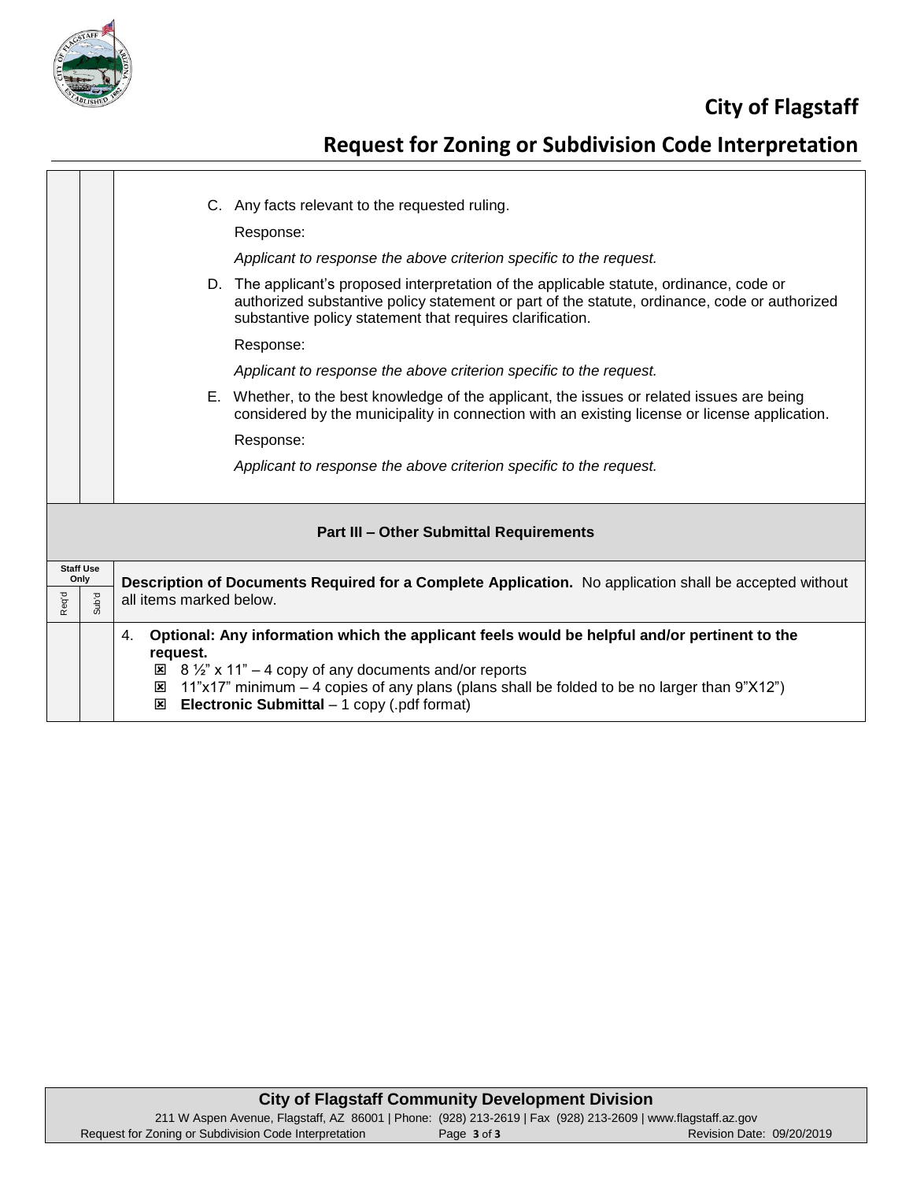C. Any facts relevant to the requested ruling.

Response:

*Applicant to response the above criterion specific to the request.*

D. The applicant's proposed interpretation of the applicable statute, ordinance, code or authorized substantive policy statement or part of the statute, ordinance, code or authorized substantive policy statement that requires clarification.

Response:

*Applicant to response the above criterion specific to the request.*

E. Whether, to the best knowledge of the applicant, the issues or related issues are being considered by the municipality in connection with an existing license or license application.

Response:

*Applicant to response the above criterion specific to the request.*

## Part III – Other Submittal Requirements

| Staff Use Only | | |
|---|---|---|
| Req'd | Sub'd | **Description of Documents Required for a Complete Application.** No application shall be accepted without all items marked below. |
| | | 4. **Optional: Any information which the applicant feels would be helpful and/or pertinent to the request.**<br>☒ 8 ½" x 11" – 4 copy of any documents and/or reports<br>☒ 11"x17" minimum – 4 copies of any plans (plans shall be folded to be no larger than 9"X12")<br>☒ **Electronic Submittal** – 1 copy (.pdf format) |